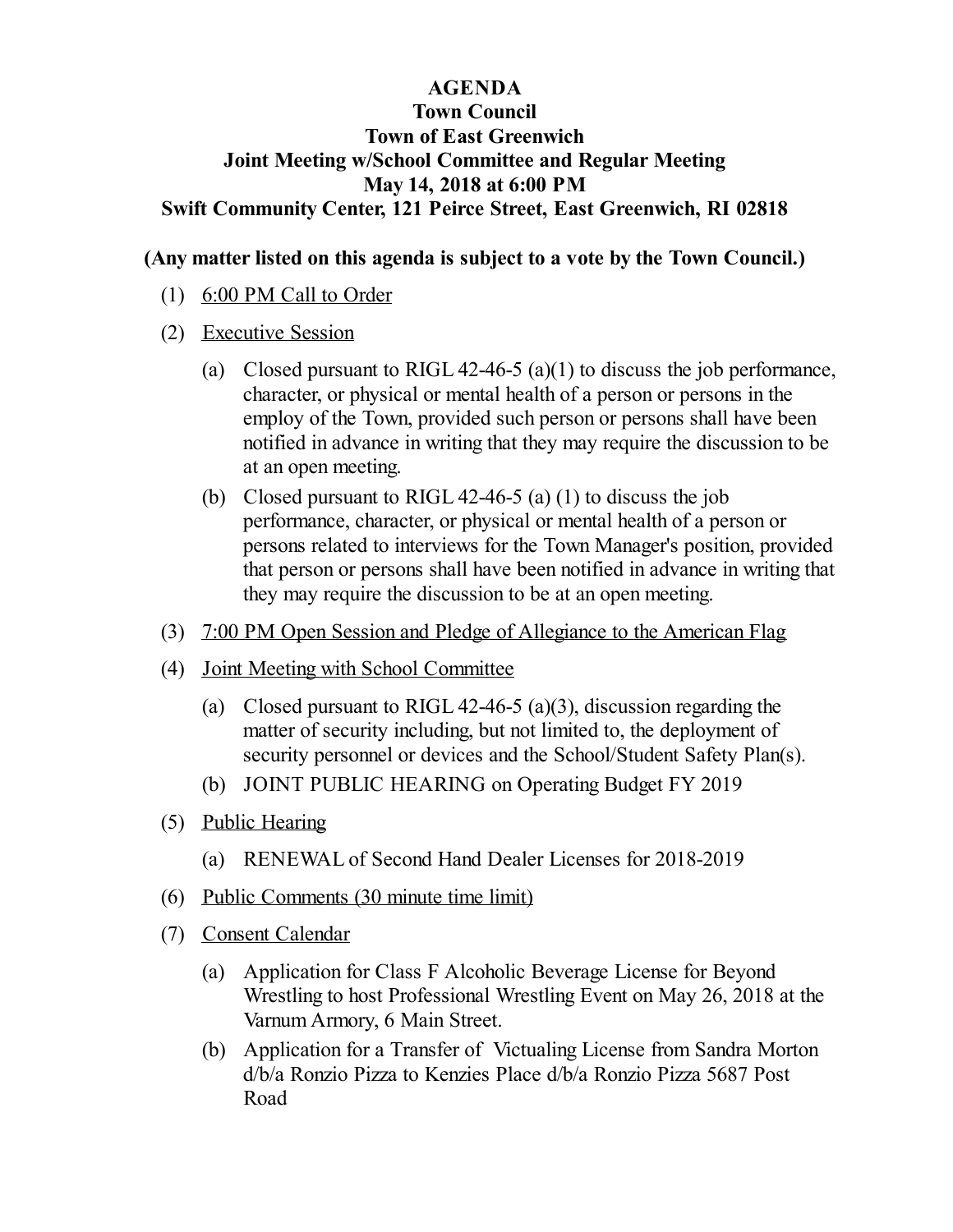# AGENDA
## Town Council
## Town of East Greenwich
## Joint Meeting w/School Committee and Regular Meeting
## May 14, 2018 at 6:00 PM
## Swift Community Center, 121 Peirce Street, East Greenwich, RI 02818

**(Any matter listed on this agenda is subject to a vote by the Town Council.)**

(1) 6:00 PM Call to Order

(2) Executive Session

- (a) Closed pursuant to RIGL 42-46-5 (a)(1) to discuss the job performance, character, or physical or mental health of a person or persons in the employ of the Town, provided such person or persons shall have been notified in advance in writing that they may require the discussion to be at an open meeting.
- (b) Closed pursuant to RIGL 42-46-5 (a) (1) to discuss the job performance, character, or physical or mental health of a person or persons related to interviews for the Town Manager's position, provided that person or persons shall have been notified in advance in writing that they may require the discussion to be at an open meeting.

(3) 7:00 PM Open Session and Pledge of Allegiance to the American Flag

(4) Joint Meeting with School Committee

- (a) Closed pursuant to RIGL 42-46-5 (a)(3), discussion regarding the matter of security including, but not limited to, the deployment of security personnel or devices and the School/Student Safety Plan(s).
- (b) JOINT PUBLIC HEARING on Operating Budget FY 2019

(5) Public Hearing

- (a) RENEWAL of Second Hand Dealer Licenses for 2018-2019

(6) Public Comments (30 minute time limit)

(7) Consent Calendar

- (a) Application for Class F Alcoholic Beverage License for Beyond Wrestling to host Professional Wrestling Event on May 26, 2018 at the Varnum Armory, 6 Main Street.
- (b) Application for a Transfer of Victualing License from Sandra Morton d/b/a Ronzio Pizza to Kenzies Place d/b/a Ronzio Pizza 5687 Post Road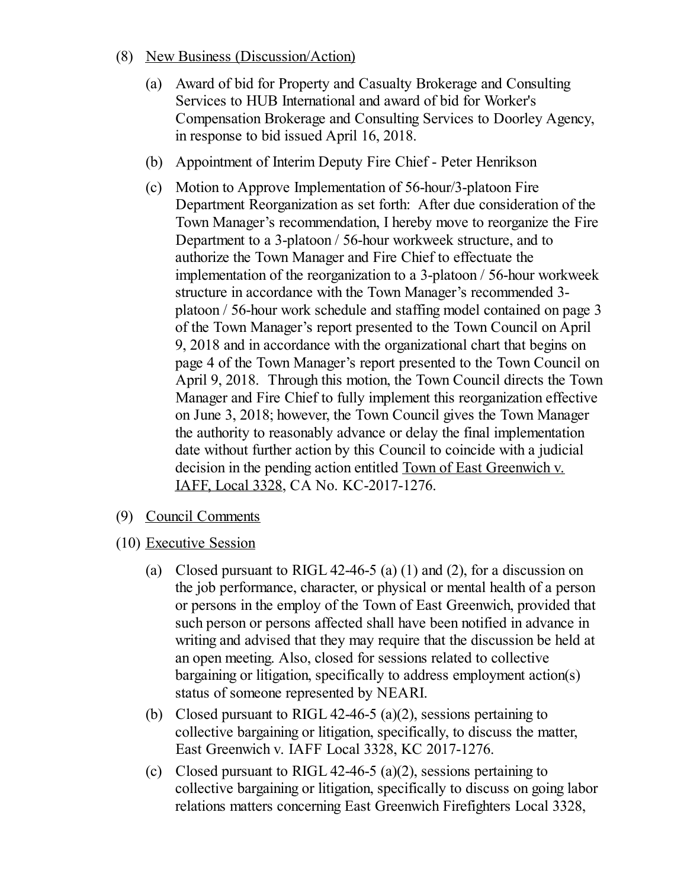(8) <u>New Business (Discussion/Action)</u>

   (a) Award of bid for Property and Casualty Brokerage and Consulting Services to HUB International and award of bid for Worker's Compensation Brokerage and Consulting Services to Doorley Agency, in response to bid issued April 16, 2018.

   (b) Appointment of Interim Deputy Fire Chief - Peter Henrikson

   (c) Motion to Approve Implementation of 56-hour/3-platoon Fire Department Reorganization as set forth: After due consideration of the Town Manager's recommendation, I hereby move to reorganize the Fire Department to a 3-platoon / 56-hour workweek structure, and to authorize the Town Manager and Fire Chief to effectuate the implementation of the reorganization to a 3-platoon / 56-hour workweek structure in accordance with the Town Manager's recommended 3-platoon / 56-hour work schedule and staffing model contained on page 3 of the Town Manager's report presented to the Town Council on April 9, 2018 and in accordance with the organizational chart that begins on page 4 of the Town Manager's report presented to the Town Council on April 9, 2018. Through this motion, the Town Council directs the Town Manager and Fire Chief to fully implement this reorganization effective on June 3, 2018; however, the Town Council gives the Town Manager the authority to reasonably advance or delay the final implementation date without further action by this Council to coincide with a judicial decision in the pending action entitled <u>Town of East Greenwich v. IAFF, Local 3328</u>, CA No. KC-2017-1276.

(9) <u>Council Comments</u>

(10) <u>Executive Session</u>

   (a) Closed pursuant to RIGL 42-46-5 (a) (1) and (2), for a discussion on the job performance, character, or physical or mental health of a person or persons in the employ of the Town of East Greenwich, provided that such person or persons affected shall have been notified in advance in writing and advised that they may require that the discussion be held at an open meeting. Also, closed for sessions related to collective bargaining or litigation, specifically to address employment action(s) status of someone represented by NEARI.

   (b) Closed pursuant to RIGL 42-46-5 (a)(2), sessions pertaining to collective bargaining or litigation, specifically, to discuss the matter, East Greenwich v. IAFF Local 3328, KC 2017-1276.

   (c) Closed pursuant to RIGL 42-46-5 (a)(2), sessions pertaining to collective bargaining or litigation, specifically to discuss on going labor relations matters concerning East Greenwich Firefighters Local 3328,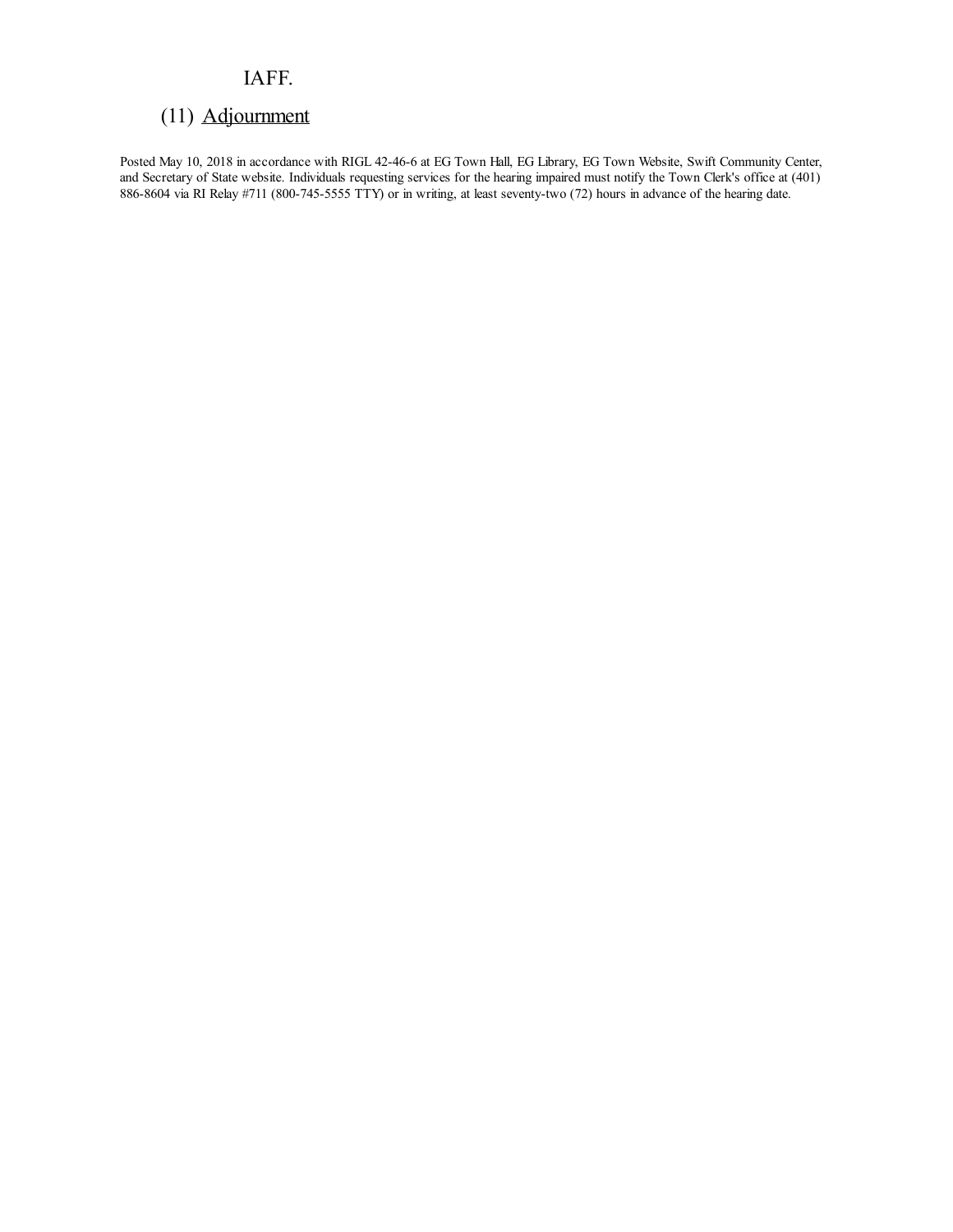IAFF.

(11) Adjournment

Posted May 10, 2018 in accordance with RIGL 42-46-6 at EG Town Hall, EG Library, EG Town Website, Swift Community Center, and Secretary of State website. Individuals requesting services for the hearing impaired must notify the Town Clerk's office at (401) 886-8604 via RI Relay #711 (800-745-5555 TTY) or in writing, at least seventy-two (72) hours in advance of the hearing date.